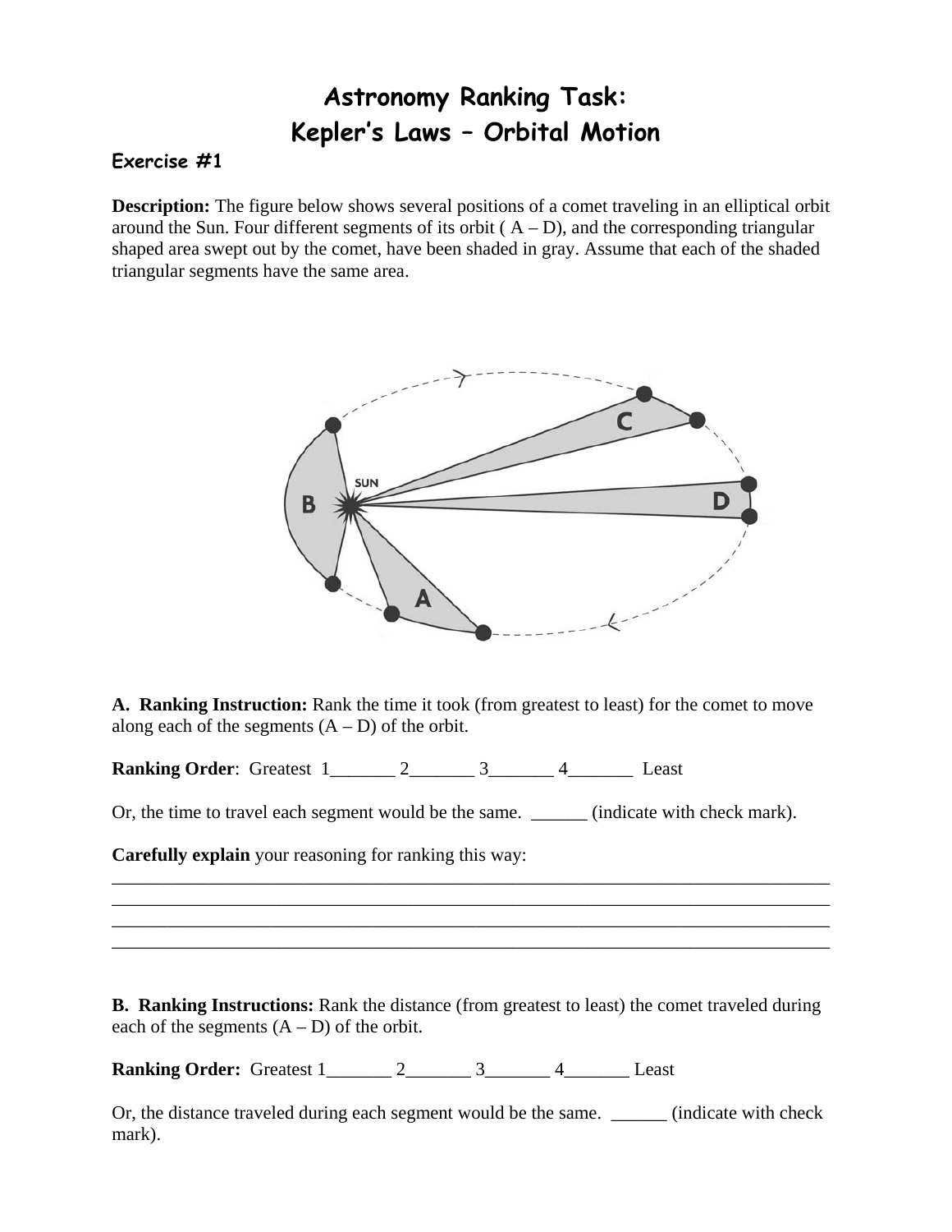# Astronomy Ranking Task:
# Kepler's Laws – Orbital Motion

### Exercise #1

**Description:** The figure below shows several positions of a comet traveling in an elliptical orbit around the Sun. Four different segments of its orbit ( A – D), and the corresponding triangular shaped area swept out by the comet, have been shaded in gray. Assume that each of the shaded triangular segments have the same area.

**A. Ranking Instruction:** Rank the time it took (from greatest to least) for the comet to move along each of the segments (A – D) of the orbit.

**Ranking Order**: Greatest 1_______ 2_______ 3_______ 4_______ Least

Or, the time to travel each segment would be the same. ______ (indicate with check mark).

**Carefully explain** your reasoning for ranking this way:

___________________________________________________________________________
___________________________________________________________________________
___________________________________________________________________________
___________________________________________________________________________

**B. Ranking Instructions:** Rank the distance (from greatest to least) the comet traveled during each of the segments (A – D) of the orbit.

**Ranking Order:** Greatest 1_______ 2_______ 3_______ 4_______ Least

Or, the distance traveled during each segment would be the same. ______ (indicate with check mark).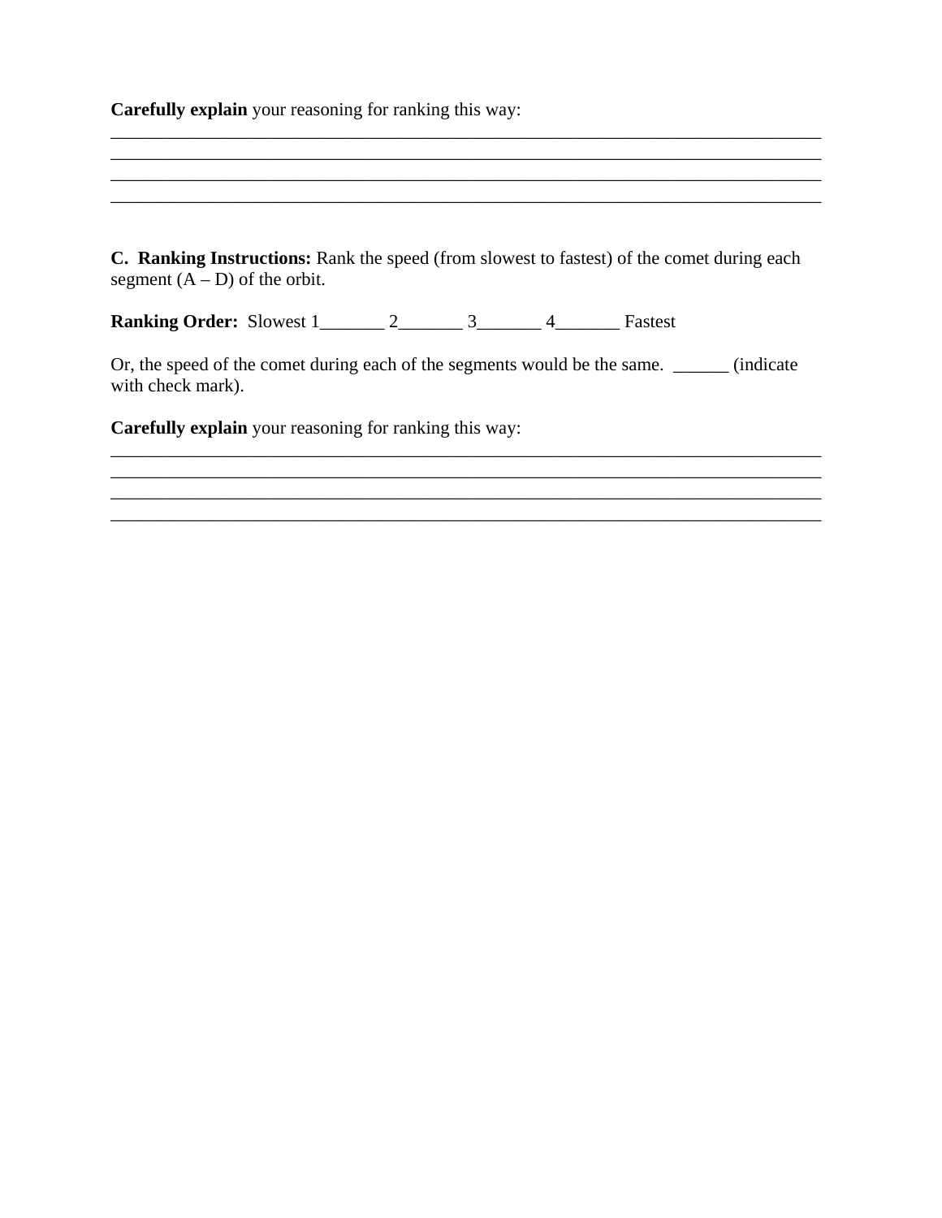**Carefully explain** your reasoning for ranking this way:

_____________________________________________________________________________
_____________________________________________________________________________
_____________________________________________________________________________
_____________________________________________________________________________

**C. Ranking Instructions:** Rank the speed (from slowest to fastest) of the comet during each segment (A – D) of the orbit.

**Ranking Order:** Slowest 1_______ 2_______ 3_______ 4_______ Fastest

Or, the speed of the comet during each of the segments would be the same. ______ (indicate with check mark).

**Carefully explain** your reasoning for ranking this way:

_____________________________________________________________________________
_____________________________________________________________________________
_____________________________________________________________________________
_____________________________________________________________________________